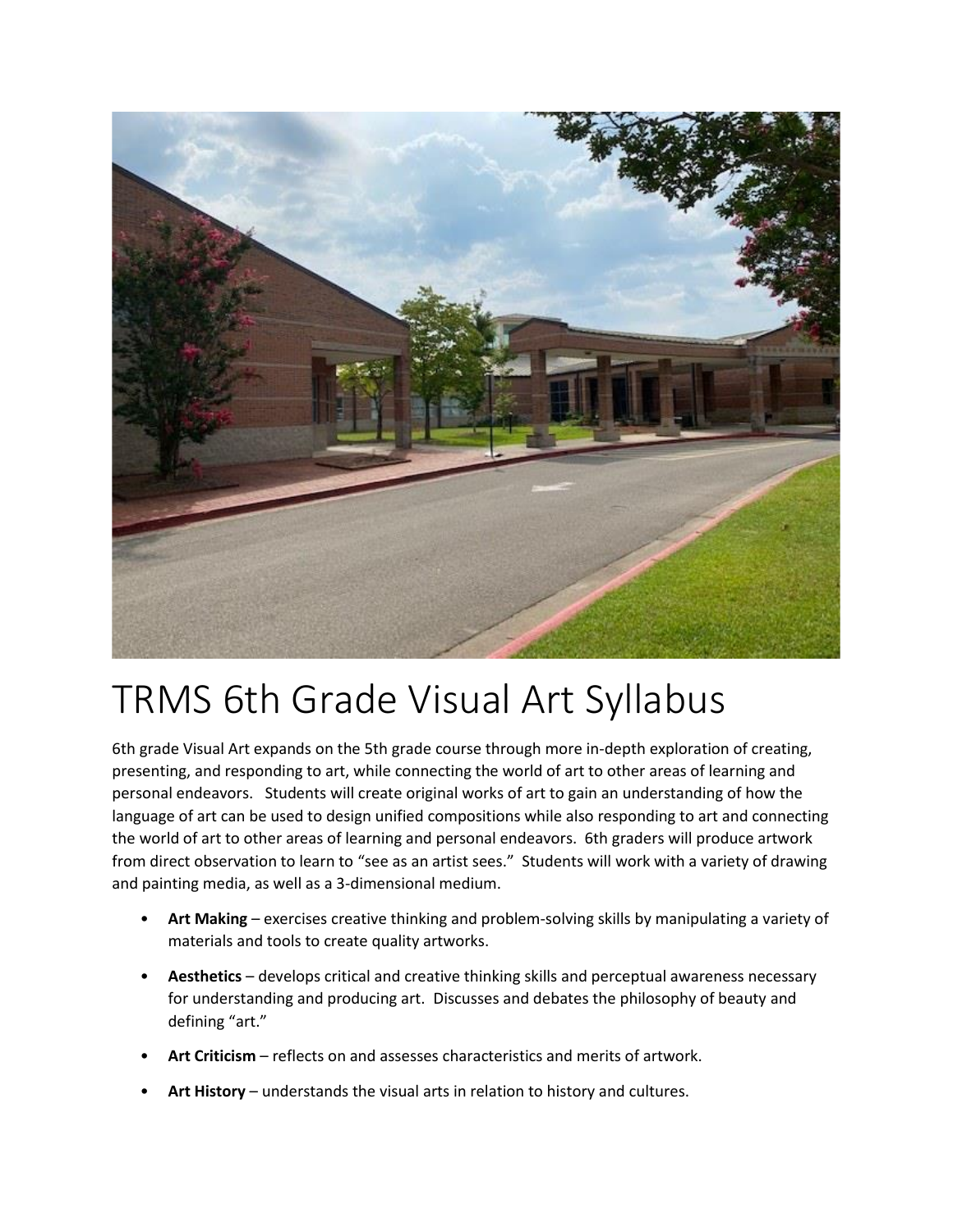# TRMS 6th Grade Visual Art Syllabus

6th grade Visual Art expands on the 5th grade course through more in-depth exploration of creating, presenting, and responding to art, while connecting the world of art to other areas of learning and personal endeavors. Students will create original works of art to gain an understanding of how the language of art can be used to design unified compositions while also responding to art and connecting the world of art to other areas of learning and personal endeavors. 6th graders will produce artwork from direct observation to learn to "see as an artist sees." Students will work with a variety of drawing and painting media, as well as a 3-dimensional medium.

- **Art Making** – exercises creative thinking and problem-solving skills by manipulating a variety of materials and tools to create quality artworks.
- **Aesthetics** – develops critical and creative thinking skills and perceptual awareness necessary for understanding and producing art. Discusses and debates the philosophy of beauty and defining "art."
- **Art Criticism** – reflects on and assesses characteristics and merits of artwork.
- **Art History** – understands the visual arts in relation to history and cultures.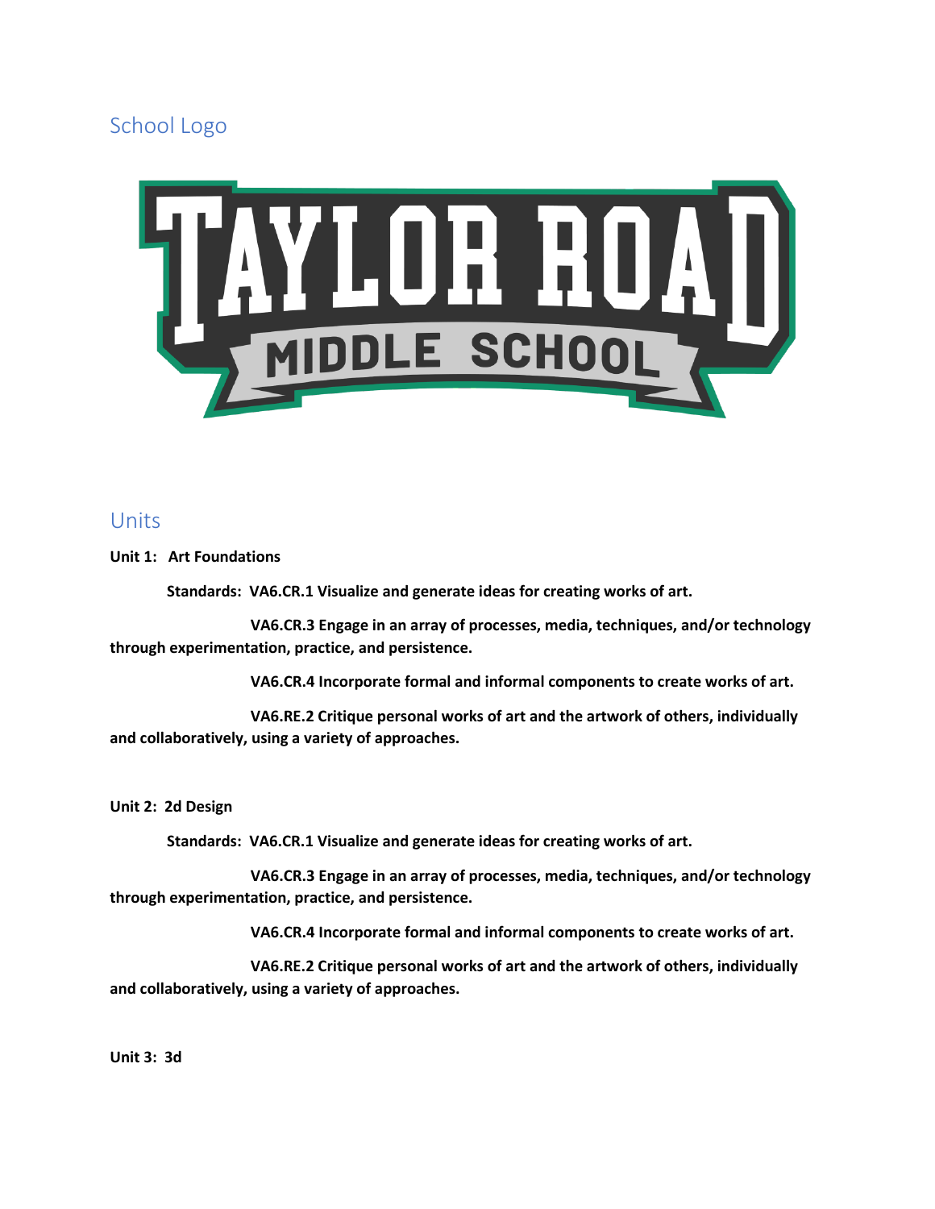## School Logo

## Units

**Unit 1: Art Foundations**

**Standards: VA6.CR.1 Visualize and generate ideas for creating works of art.**

**VA6.CR.3 Engage in an array of processes, media, techniques, and/or technology through experimentation, practice, and persistence.**

**VA6.CR.4 Incorporate formal and informal components to create works of art.**

**VA6.RE.2 Critique personal works of art and the artwork of others, individually and collaboratively, using a variety of approaches.**

**Unit 2: 2d Design**

**Standards: VA6.CR.1 Visualize and generate ideas for creating works of art.**

**VA6.CR.3 Engage in an array of processes, media, techniques, and/or technology through experimentation, practice, and persistence.**

**VA6.CR.4 Incorporate formal and informal components to create works of art.**

**VA6.RE.2 Critique personal works of art and the artwork of others, individually and collaboratively, using a variety of approaches.**

**Unit 3: 3d**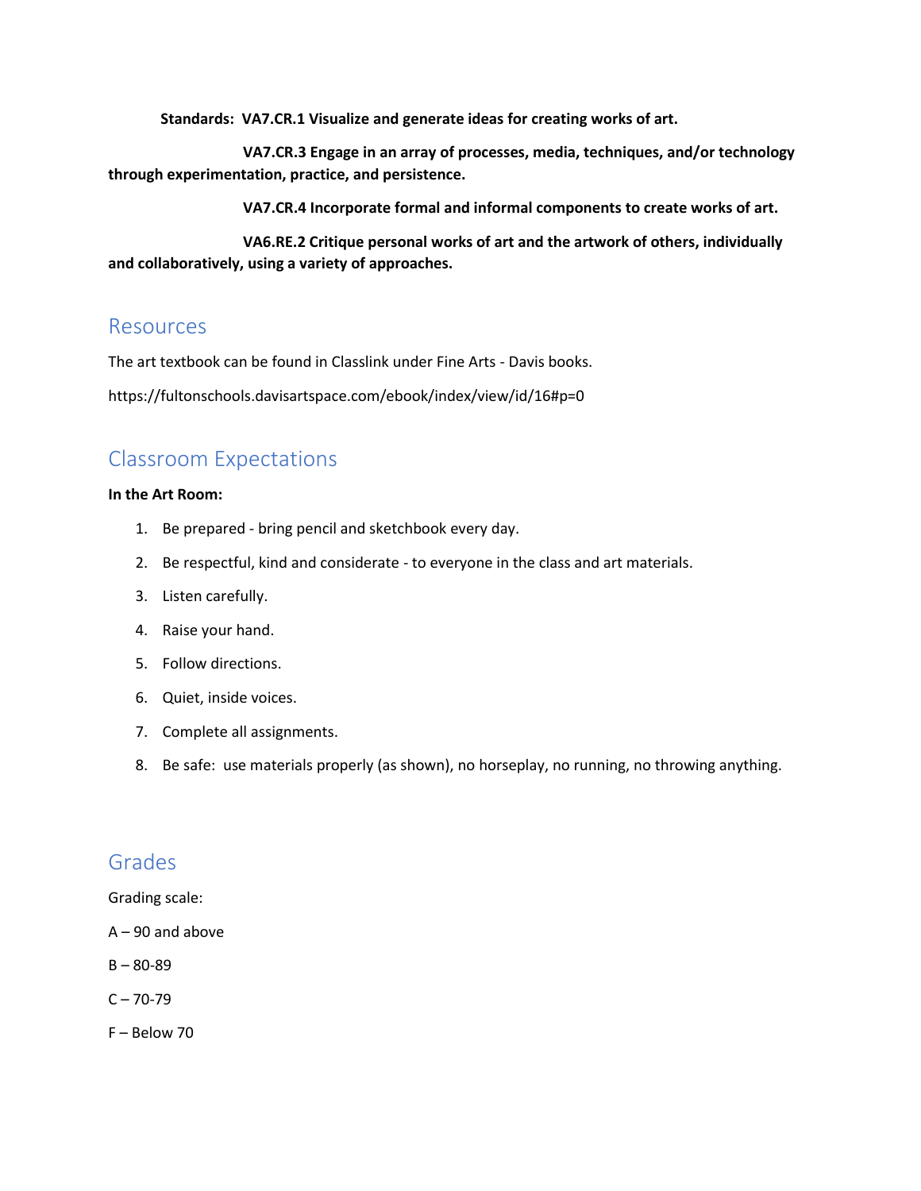**Standards: VA7.CR.1 Visualize and generate ideas for creating works of art.**

**VA7.CR.3 Engage in an array of processes, media, techniques, and/or technology through experimentation, practice, and persistence.**

**VA7.CR.4 Incorporate formal and informal components to create works of art.**

**VA6.RE.2 Critique personal works of art and the artwork of others, individually and collaboratively, using a variety of approaches.**

## Resources

The art textbook can be found in Classlink under Fine Arts - Davis books.

https://fultonschools.davisartspace.com/ebook/index/view/id/16#p=0

## Classroom Expectations

**In the Art Room:**

1. Be prepared - bring pencil and sketchbook every day.
2. Be respectful, kind and considerate - to everyone in the class and art materials.
3. Listen carefully.
4. Raise your hand.
5. Follow directions.
6. Quiet, inside voices.
7. Complete all assignments.
8. Be safe: use materials properly (as shown), no horseplay, no running, no throwing anything.

## Grades

Grading scale:

A – 90 and above

B – 80-89

C – 70-79

F – Below 70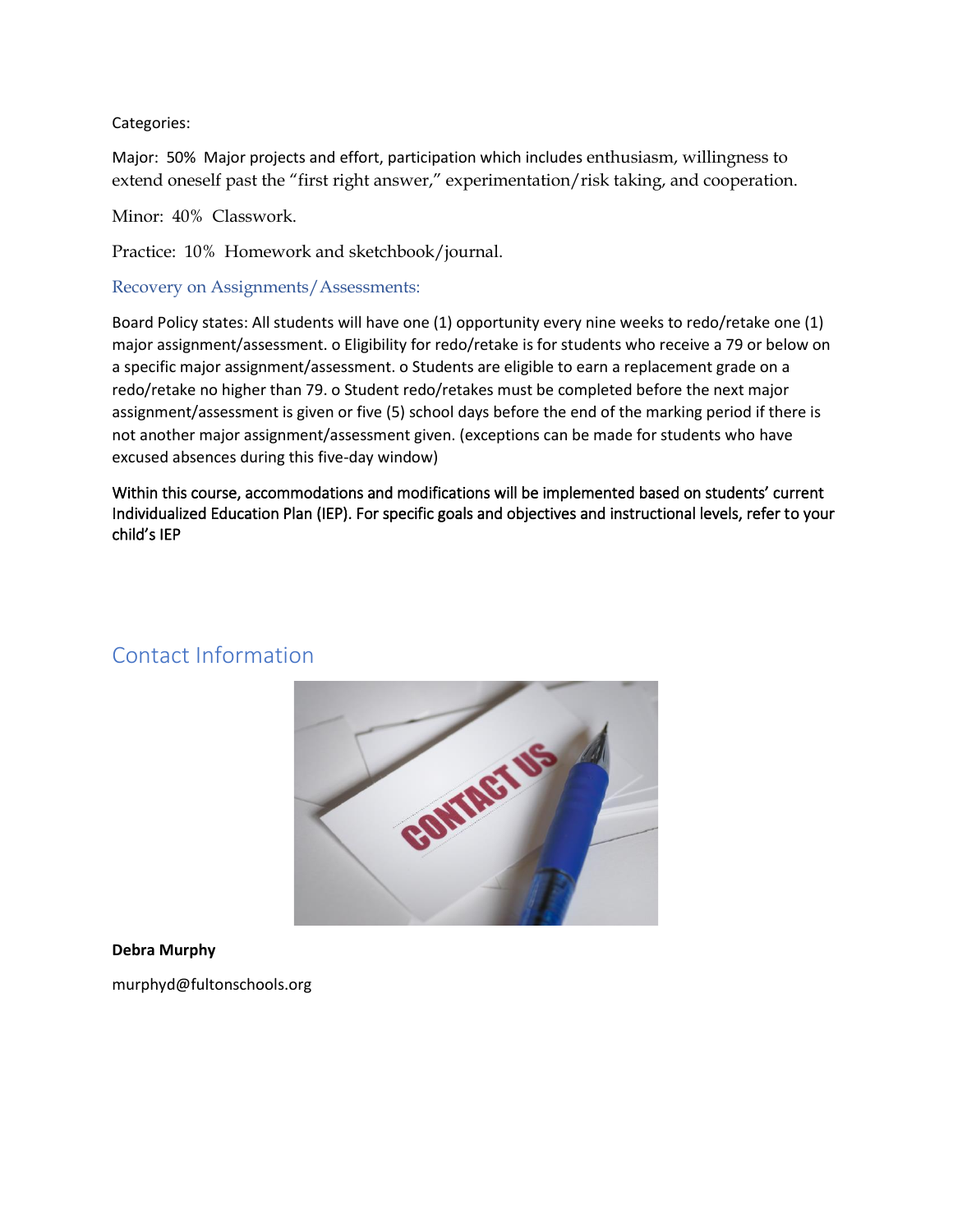Categories:

Major: 50% Major projects and effort, participation which includes enthusiasm, willingness to extend oneself past the "first right answer," experimentation/risk taking, and cooperation.

Minor: 40% Classwork.

Practice: 10% Homework and sketchbook/journal.

### Recovery on Assignments/Assessments:

Board Policy states: All students will have one (1) opportunity every nine weeks to redo/retake one (1) major assignment/assessment. o Eligibility for redo/retake is for students who receive a 79 or below on a specific major assignment/assessment. o Students are eligible to earn a replacement grade on a redo/retake no higher than 79. o Student redo/retakes must be completed before the next major assignment/assessment is given or five (5) school days before the end of the marking period if there is not another major assignment/assessment given. (exceptions can be made for students who have excused absences during this five-day window)

Within this course, accommodations and modifications will be implemented based on students' current Individualized Education Plan (IEP). For specific goals and objectives and instructional levels, refer to your child's IEP

## Contact Information

**Debra Murphy**

murphyd@fultonschools.org